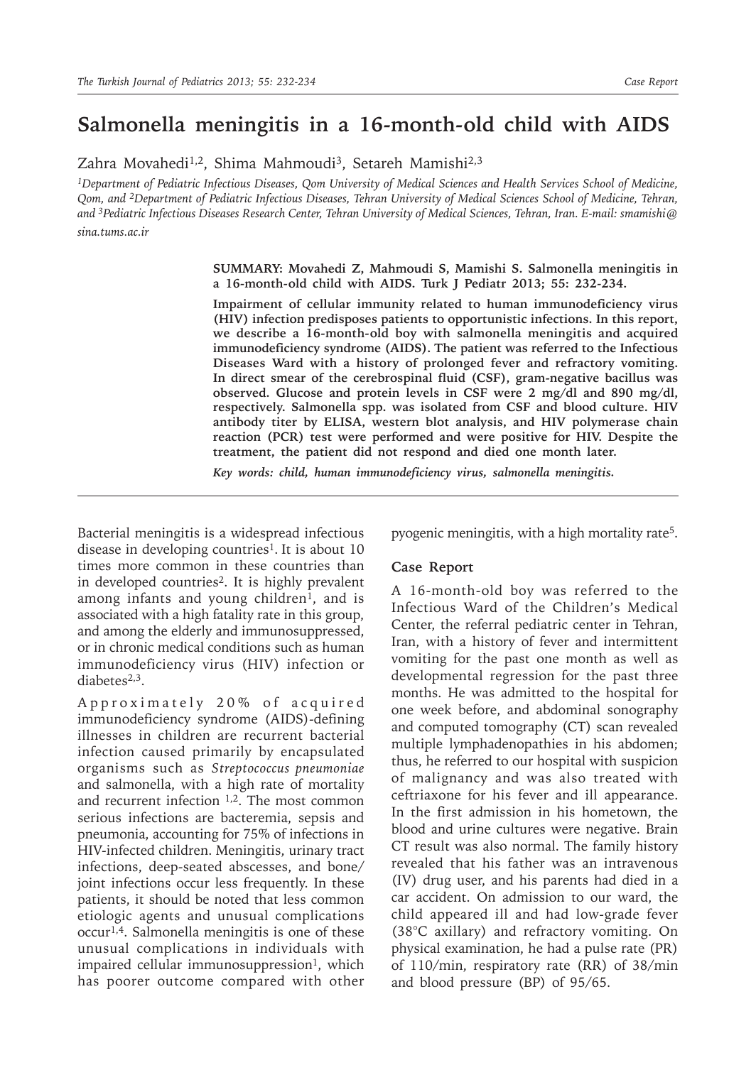# Salmonella meningitis in a 16-month-old child with AIDS

Zahra Movahedi[1,2], Shima Mahmoudi[3], Setareh Mamishi[2,3]

[1]Department of Pediatric Infectious Diseases, Qom University of Medical Sciences and Health Services School of Medicine, Qom, and [2]Department of Pediatric Infectious Diseases, Tehran University of Medical Sciences School of Medicine, Tehran, and [3]Pediatric Infectious Diseases Research Center, Tehran University of Medical Sciences, Tehran, Iran. E-mail: smamishi@sina.tums.ac.ir

**SUMMARY: Movahedi Z, Mahmoudi S, Mamishi S. Salmonella meningitis in a 16-month-old child with AIDS. Turk J Pediatr 2013; 55: 232-234.**

**Impairment of cellular immunity related to human immunodeficiency virus (HIV) infection predisposes patients to opportunistic infections. In this report, we describe a 16-month-old boy with salmonella meningitis and acquired immunodeficiency syndrome (AIDS). The patient was referred to the Infectious Diseases Ward with a history of prolonged fever and refractory vomiting. In direct smear of the cerebrospinal fluid (CSF), gram-negative bacillus was observed. Glucose and protein levels in CSF were 2 mg/dl and 890 mg/dl, respectively. Salmonella spp. was isolated from CSF and blood culture. HIV antibody titer by ELISA, western blot analysis, and HIV polymerase chain reaction (PCR) test were performed and were positive for HIV. Despite the treatment, the patient did not respond and died one month later.**

***Key words: child, human immunodeficiency virus, salmonella meningitis.***

Bacterial meningitis is a widespread infectious disease in developing countries[1]. It is about 10 times more common in these countries than in developed countries[2]. It is highly prevalent among infants and young children[1], and is associated with a high fatality rate in this group, and among the elderly and immunosuppressed, or in chronic medical conditions such as human immunodeficiency virus (HIV) infection or diabetes[2,3].

Approximately 20% of acquired immunodeficiency syndrome (AIDS)-defining illnesses in children are recurrent bacterial infection caused primarily by encapsulated organisms such as *Streptococcus pneumoniae* and salmonella, with a high rate of mortality and recurrent infection [1,2]. The most common serious infections are bacteremia, sepsis and pneumonia, accounting for 75% of infections in HIV-infected children. Meningitis, urinary tract infections, deep-seated abscesses, and bone/joint infections occur less frequently. In these patients, it should be noted that less common etiologic agents and unusual complications occur[1,4]. Salmonella meningitis is one of these unusual complications in individuals with impaired cellular immunosuppression[1], which has poorer outcome compared with other pyogenic meningitis, with a high mortality rate[5].

## Case Report

A 16-month-old boy was referred to the Infectious Ward of the Children's Medical Center, the referral pediatric center in Tehran, Iran, with a history of fever and intermittent vomiting for the past one month as well as developmental regression for the past three months. He was admitted to the hospital for one week before, and abdominal sonography and computed tomography (CT) scan revealed multiple lymphadenopathies in his abdomen; thus, he referred to our hospital with suspicion of malignancy and was also treated with ceftriaxone for his fever and ill appearance. In the first admission in his hometown, the blood and urine cultures were negative. Brain CT result was also normal. The family history revealed that his father was an intravenous (IV) drug user, and his parents had died in a car accident. On admission to our ward, the child appeared ill and had low-grade fever (38°C axillary) and refractory vomiting. On physical examination, he had a pulse rate (PR) of 110/min, respiratory rate (RR) of 38/min and blood pressure (BP) of 95/65.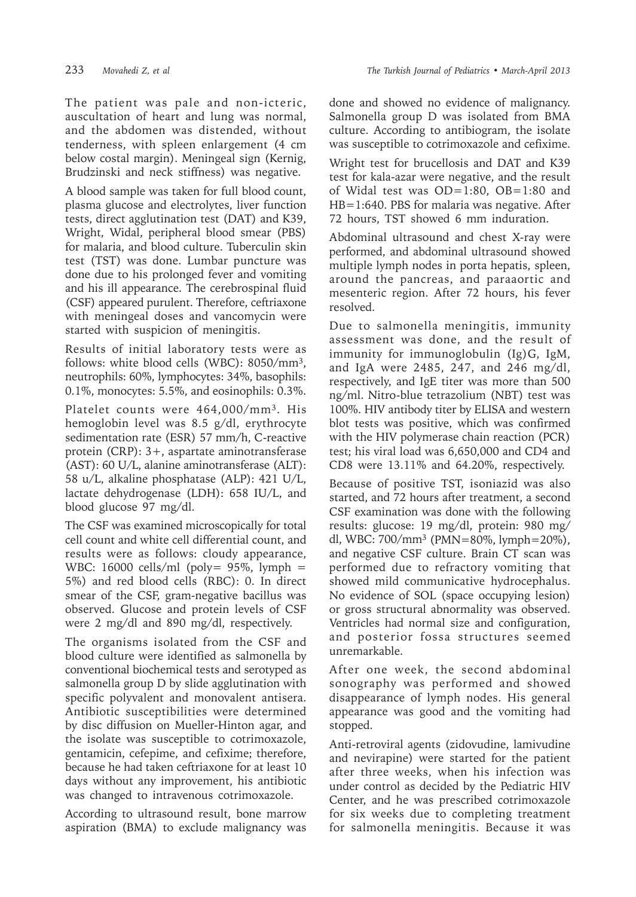The patient was pale and non-icteric, auscultation of heart and lung was normal, and the abdomen was distended, without tenderness, with spleen enlargement (4 cm below costal margin). Meningeal sign (Kernig, Brudzinski and neck stiffness) was negative.

A blood sample was taken for full blood count, plasma glucose and electrolytes, liver function tests, direct agglutination test (DAT) and K39, Wright, Widal, peripheral blood smear (PBS) for malaria, and blood culture. Tuberculin skin test (TST) was done. Lumbar puncture was done due to his prolonged fever and vomiting and his ill appearance. The cerebrospinal fluid (CSF) appeared purulent. Therefore, ceftriaxone with meningeal doses and vancomycin were started with suspicion of meningitis.

Results of initial laboratory tests were as follows: white blood cells (WBC): 8050/mm$^3$, neutrophils: 60%, lymphocytes: 34%, basophils: 0.1%, monocytes: 5.5%, and eosinophils: 0.3%.

Platelet counts were 464,000/mm$^3$. His hemoglobin level was 8.5 g/dl, erythrocyte sedimentation rate (ESR) 57 mm/h, C-reactive protein (CRP): 3+, aspartate aminotransferase (AST): 60 U/L, alanine aminotransferase (ALT): 58 u/L, alkaline phosphatase (ALP): 421 U/L, lactate dehydrogenase (LDH): 658 IU/L, and blood glucose 97 mg/dl.

The CSF was examined microscopically for total cell count and white cell differential count, and results were as follows: cloudy appearance, WBC: 16000 cells/ml (poly= 95%, lymph = 5%) and red blood cells (RBC): 0. In direct smear of the CSF, gram-negative bacillus was observed. Glucose and protein levels of CSF were 2 mg/dl and 890 mg/dl, respectively.

The organisms isolated from the CSF and blood culture were identified as salmonella by conventional biochemical tests and serotyped as salmonella group D by slide agglutination with specific polyvalent and monovalent antisera. Antibiotic susceptibilities were determined by disc diffusion on Mueller-Hinton agar, and the isolate was susceptible to cotrimoxazole, gentamicin, cefepime, and cefixime; therefore, because he had taken ceftriaxone for at least 10 days without any improvement, his antibiotic was changed to intravenous cotrimoxazole.

According to ultrasound result, bone marrow aspiration (BMA) to exclude malignancy was done and showed no evidence of malignancy. Salmonella group D was isolated from BMA culture. According to antibiogram, the isolate was susceptible to cotrimoxazole and cefixime.

Wright test for brucellosis and DAT and K39 test for kala-azar were negative, and the result of Widal test was OD=1:80, OB=1:80 and HB=1:640. PBS for malaria was negative. After 72 hours, TST showed 6 mm induration.

Abdominal ultrasound and chest X-ray were performed, and abdominal ultrasound showed multiple lymph nodes in porta hepatis, spleen, around the pancreas, and paraaortic and mesenteric region. After 72 hours, his fever resolved.

Due to salmonella meningitis, immunity assessment was done, and the result of immunity for immunoglobulin (Ig)G, IgM, and IgA were 2485, 247, and 246 mg/dl, respectively, and IgE titer was more than 500 ng/ml. Nitro-blue tetrazolium (NBT) test was 100%. HIV antibody titer by ELISA and western blot tests was positive, which was confirmed with the HIV polymerase chain reaction (PCR) test; his viral load was 6,650,000 and CD4 and CD8 were 13.11% and 64.20%, respectively.

Because of positive TST, isoniazid was also started, and 72 hours after treatment, a second CSF examination was done with the following results: glucose: 19 mg/dl, protein: 980 mg/dl, WBC: 700/mm$^3$ (PMN=80%, lymph=20%), and negative CSF culture. Brain CT scan was performed due to refractory vomiting that showed mild communicative hydrocephalus. No evidence of SOL (space occupying lesion) or gross structural abnormality was observed. Ventricles had normal size and configuration, and posterior fossa structures seemed unremarkable.

After one week, the second abdominal sonography was performed and showed disappearance of lymph nodes. His general appearance was good and the vomiting had stopped.

Anti-retroviral agents (zidovudine, lamivudine and nevirapine) were started for the patient after three weeks, when his infection was under control as decided by the Pediatric HIV Center, and he was prescribed cotrimoxazole for six weeks due to completing treatment for salmonella meningitis. Because it was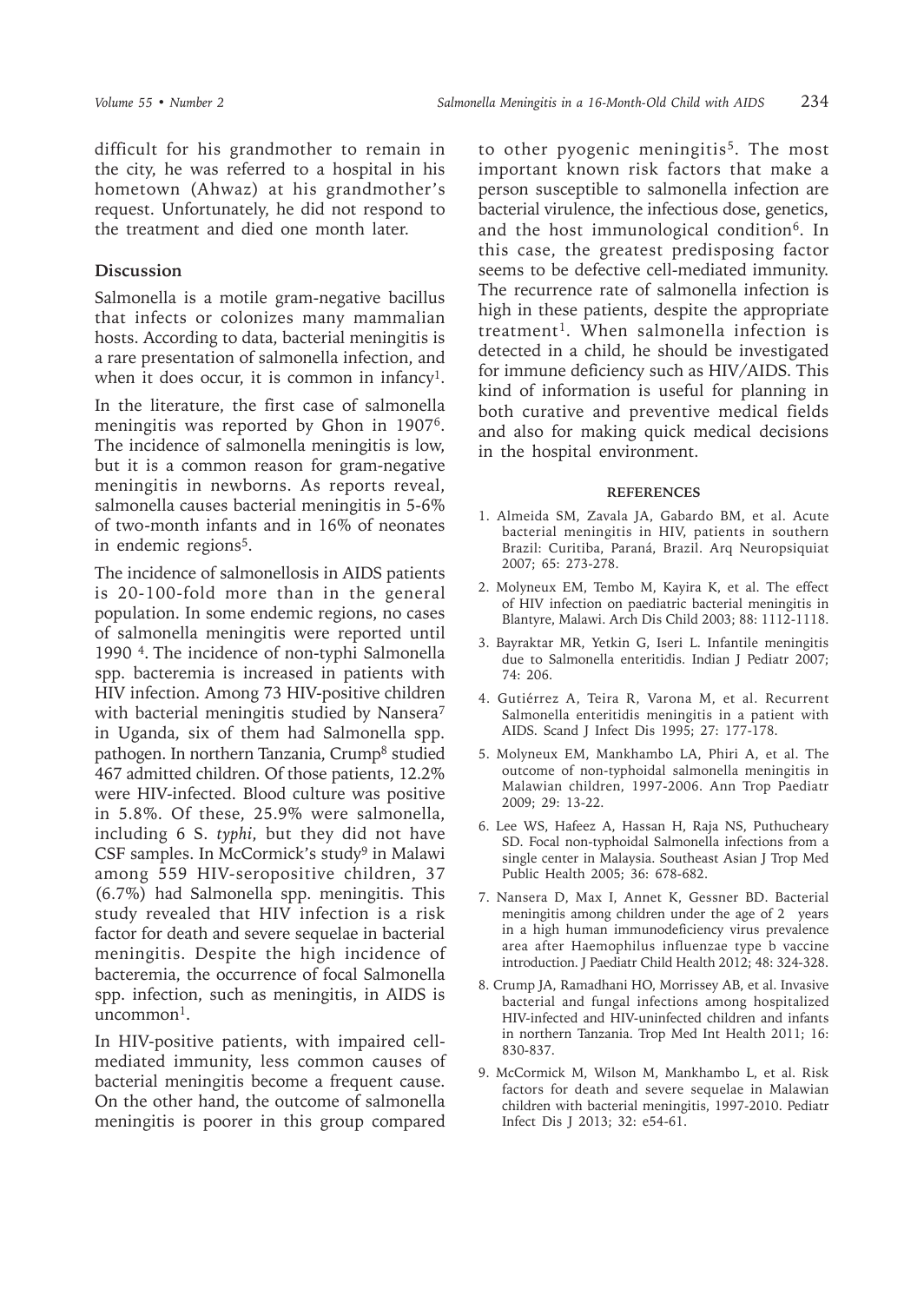difficult for his grandmother to remain in the city, he was referred to a hospital in his hometown (Ahwaz) at his grandmother's request. Unfortunately, he did not respond to the treatment and died one month later.

## Discussion

Salmonella is a motile gram-negative bacillus that infects or colonizes many mammalian hosts. According to data, bacterial meningitis is a rare presentation of salmonella infection, and when it does occur, it is common in infancy[1].

In the literature, the first case of salmonella meningitis was reported by Ghon in 1907[6]. The incidence of salmonella meningitis is low, but it is a common reason for gram-negative meningitis in newborns. As reports reveal, salmonella causes bacterial meningitis in 5-6% of two-month infants and in 16% of neonates in endemic regions[5].

The incidence of salmonellosis in AIDS patients is 20-100-fold more than in the general population. In some endemic regions, no cases of salmonella meningitis were reported until 1990 [4]. The incidence of non-typhi Salmonella spp. bacteremia is increased in patients with HIV infection. Among 73 HIV-positive children with bacterial meningitis studied by Nansera[7] in Uganda, six of them had Salmonella spp. pathogen. In northern Tanzania, Crump[8] studied 467 admitted children. Of those patients, 12.2% were HIV-infected. Blood culture was positive in 5.8%. Of these, 25.9% were salmonella, including 6 S. *typhi*, but they did not have CSF samples. In McCormick's study[9] in Malawi among 559 HIV-seropositive children, 37 (6.7%) had Salmonella spp. meningitis. This study revealed that HIV infection is a risk factor for death and severe sequelae in bacterial meningitis. Despite the high incidence of bacteremia, the occurrence of focal Salmonella spp. infection, such as meningitis, in AIDS is uncommon[1].

In HIV-positive patients, with impaired cell-mediated immunity, less common causes of bacterial meningitis become a frequent cause. On the other hand, the outcome of salmonella meningitis is poorer in this group compared to other pyogenic meningitis[5]. The most important known risk factors that make a person susceptible to salmonella infection are bacterial virulence, the infectious dose, genetics, and the host immunological condition[6]. In this case, the greatest predisposing factor seems to be defective cell-mediated immunity. The recurrence rate of salmonella infection is high in these patients, despite the appropriate treatment[1]. When salmonella infection is detected in a child, he should be investigated for immune deficiency such as HIV/AIDS. This kind of information is useful for planning in both curative and preventive medical fields and also for making quick medical decisions in the hospital environment.

## REFERENCES

1. Almeida SM, Zavala JA, Gabardo BM, et al. Acute bacterial meningitis in HIV, patients in southern Brazil: Curitiba, Paraná, Brazil. Arq Neuropsiquiat 2007; 65: 273-278.
2. Molyneux EM, Tembo M, Kayira K, et al. The effect of HIV infection on paediatric bacterial meningitis in Blantyre, Malawi. Arch Dis Child 2003; 88: 1112-1118.
3. Bayraktar MR, Yetkin G, Iseri L. Infantile meningitis due to Salmonella enteritidis. Indian J Pediatr 2007; 74: 206.
4. Gutiérrez A, Teira R, Varona M, et al. Recurrent Salmonella enteritidis meningitis in a patient with AIDS. Scand J Infect Dis 1995; 27: 177-178.
5. Molyneux EM, Mankhambo LA, Phiri A, et al. The outcome of non-typhoidal salmonella meningitis in Malawian children, 1997-2006. Ann Trop Paediatr 2009; 29: 13-22.
6. Lee WS, Hafeez A, Hassan H, Raja NS, Puthucheary SD. Focal non-typhoidal Salmonella infections from a single center in Malaysia. Southeast Asian J Trop Med Public Health 2005; 36: 678-682.
7. Nansera D, Max I, Annet K, Gessner BD. Bacterial meningitis among children under the age of 2 years in a high human immunodeficiency virus prevalence area after Haemophilus influenzae type b vaccine introduction. J Paediatr Child Health 2012; 48: 324-328.
8. Crump JA, Ramadhani HO, Morrissey AB, et al. Invasive bacterial and fungal infections among hospitalized HIV-infected and HIV-uninfected children and infants in northern Tanzania. Trop Med Int Health 2011; 16: 830-837.
9. McCormick M, Wilson M, Mankhambo L, et al. Risk factors for death and severe sequelae in Malawian children with bacterial meningitis, 1997-2010. Pediatr Infect Dis J 2013; 32: e54-61.